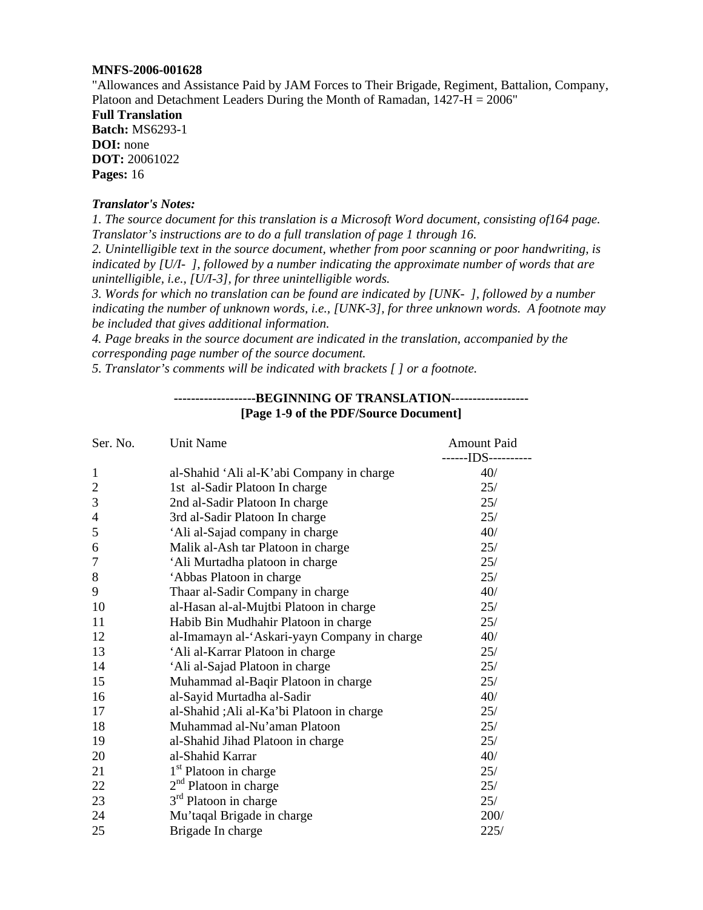**MNFS-2006-001628**

"Allowances and Assistance Paid by JAM Forces to Their Brigade, Regiment, Battalion, Company, Platoon and Detachment Leaders During the Month of Ramadan, 1427-H = 2006"

**Full Translation**

**Batch:** MS6293-1

**DOI:** none

**DOT:** 20061022

**Pages:** 16

***Translator's Notes:***

*1. The source document for this translation is a Microsoft Word document, consisting of164 page. Translator's instructions are to do a full translation of page 1 through 16.*

*2. Unintelligible text in the source document, whether from poor scanning or poor handwriting, is indicated by [U/I- ], followed by a number indicating the approximate number of words that are unintelligible, i.e., [U/I-3], for three unintelligible words.*

*3. Words for which no translation can be found are indicated by [UNK- ], followed by a number indicating the number of unknown words, i.e., [UNK-3], for three unknown words. A footnote may be included that gives additional information.*

*4. Page breaks in the source document are indicated in the translation, accompanied by the corresponding page number of the source document.*

*5. Translator's comments will be indicated with brackets [ ] or a footnote.*

**-------------------BEGINNING OF TRANSLATION------------------**

**[Page 1-9 of the PDF/Source Document]**

| Ser. No. | Unit Name | Amount Paid ------IDS---------- |
|---|---|---|
| 1 | al-Shahid 'Ali al-K'abi Company in charge | 40/ |
| 2 | 1st al-Sadir Platoon In charge | 25/ |
| 3 | 2nd al-Sadir Platoon In charge | 25/ |
| 4 | 3rd al-Sadir Platoon In charge | 25/ |
| 5 | 'Ali al-Sajad company in charge | 40/ |
| 6 | Malik al-Ash tar Platoon in charge | 25/ |
| 7 | 'Ali Murtadha platoon in charge | 25/ |
| 8 | 'Abbas Platoon in charge | 25/ |
| 9 | Thaar al-Sadir Company in charge | 40/ |
| 10 | al-Hasan al-al-Mujtbi Platoon in charge | 25/ |
| 11 | Habib Bin Mudhahir Platoon in charge | 25/ |
| 12 | al-Imamayn al-'Askari-yayn Company in charge | 40/ |
| 13 | 'Ali al-Karrar Platoon in charge | 25/ |
| 14 | 'Ali al-Sajad Platoon in charge | 25/ |
| 15 | Muhammad al-Baqir Platoon in charge | 25/ |
| 16 | al-Sayid Murtadha al-Sadir | 40/ |
| 17 | al-Shahid ;Ali al-Ka'bi Platoon in charge | 25/ |
| 18 | Muhammad al-Nu'aman Platoon | 25/ |
| 19 | al-Shahid Jihad Platoon in charge | 25/ |
| 20 | al-Shahid Karrar | 40/ |
| 21 | 1st Platoon in charge | 25/ |
| 22 | 2nd Platoon in charge | 25/ |
| 23 | 3rd Platoon in charge | 25/ |
| 24 | Mu'taqal Brigade in charge | 200/ |
| 25 | Brigade In charge | 225/ |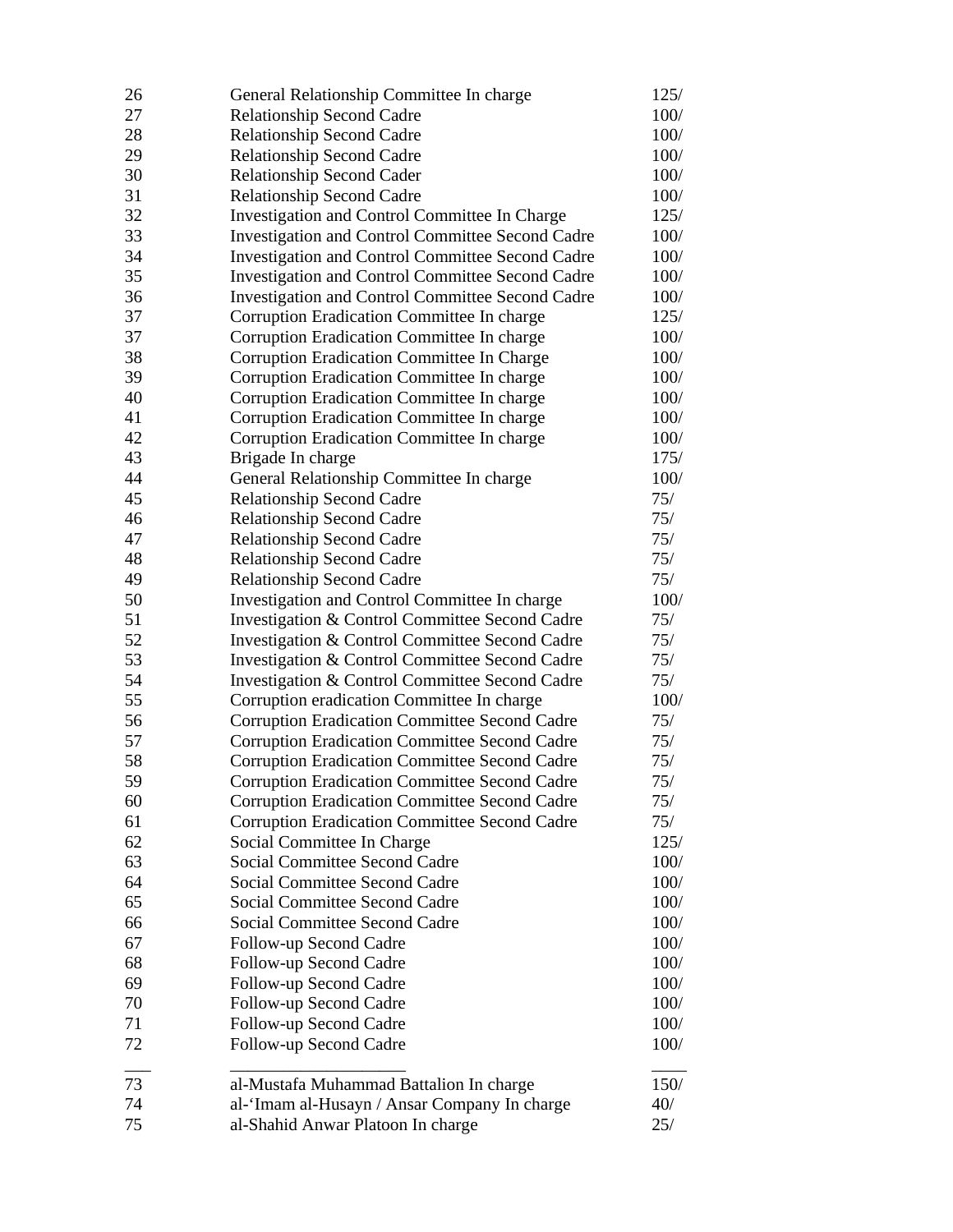| | | |
|---|---|---|
| 26 | General Relationship Committee In charge | 125/ |
| 27 | Relationship Second Cadre | 100/ |
| 28 | Relationship Second Cadre | 100/ |
| 29 | Relationship Second Cadre | 100/ |
| 30 | Relationship Second Cader | 100/ |
| 31 | Relationship Second Cadre | 100/ |
| 32 | Investigation and Control Committee In Charge | 125/ |
| 33 | Investigation and Control Committee Second Cadre | 100/ |
| 34 | Investigation and Control Committee Second Cadre | 100/ |
| 35 | Investigation and Control Committee Second Cadre | 100/ |
| 36 | Investigation and Control Committee Second Cadre | 100/ |
| 37 | Corruption Eradication Committee In charge | 125/ |
| 37 | Corruption Eradication Committee In charge | 100/ |
| 38 | Corruption Eradication Committee In Charge | 100/ |
| 39 | Corruption Eradication Committee In charge | 100/ |
| 40 | Corruption Eradication Committee In charge | 100/ |
| 41 | Corruption Eradication Committee In charge | 100/ |
| 42 | Corruption Eradication Committee In charge | 100/ |
| 43 | Brigade In charge | 175/ |
| 44 | General Relationship Committee In charge | 100/ |
| 45 | Relationship Second Cadre | 75/ |
| 46 | Relationship Second Cadre | 75/ |
| 47 | Relationship Second Cadre | 75/ |
| 48 | Relationship Second Cadre | 75/ |
| 49 | Relationship Second Cadre | 75/ |
| 50 | Investigation and Control Committee In charge | 100/ |
| 51 | Investigation & Control Committee Second Cadre | 75/ |
| 52 | Investigation & Control Committee Second Cadre | 75/ |
| 53 | Investigation & Control Committee Second Cadre | 75/ |
| 54 | Investigation & Control Committee Second Cadre | 75/ |
| 55 | Corruption eradication Committee In charge | 100/ |
| 56 | Corruption Eradication Committee Second Cadre | 75/ |
| 57 | Corruption Eradication Committee Second Cadre | 75/ |
| 58 | Corruption Eradication Committee Second Cadre | 75/ |
| 59 | Corruption Eradication Committee Second Cadre | 75/ |
| 60 | Corruption Eradication Committee Second Cadre | 75/ |
| 61 | Corruption Eradication Committee Second Cadre | 75/ |
| 62 | Social Committee In Charge | 125/ |
| 63 | Social Committee Second Cadre | 100/ |
| 64 | Social Committee Second Cadre | 100/ |
| 65 | Social Committee Second Cadre | 100/ |
| 66 | Social Committee Second Cadre | 100/ |
| 67 | Follow-up Second Cadre | 100/ |
| 68 | Follow-up Second Cadre | 100/ |
| 69 | Follow-up Second Cadre | 100/ |
| 70 | Follow-up Second Cadre | 100/ |
| 71 | Follow-up Second Cadre | 100/ |
| 72 | Follow-up Second Cadre | 100/ |
| ___ | ____________________ | ____ |
| 73 | al-Mustafa Muhammad Battalion In charge | 150/ |
| 74 | al-‘Imam al-Husayn / Ansar Company In charge | 40/ |
| 75 | al-Shahid Anwar Platoon In charge | 25/ |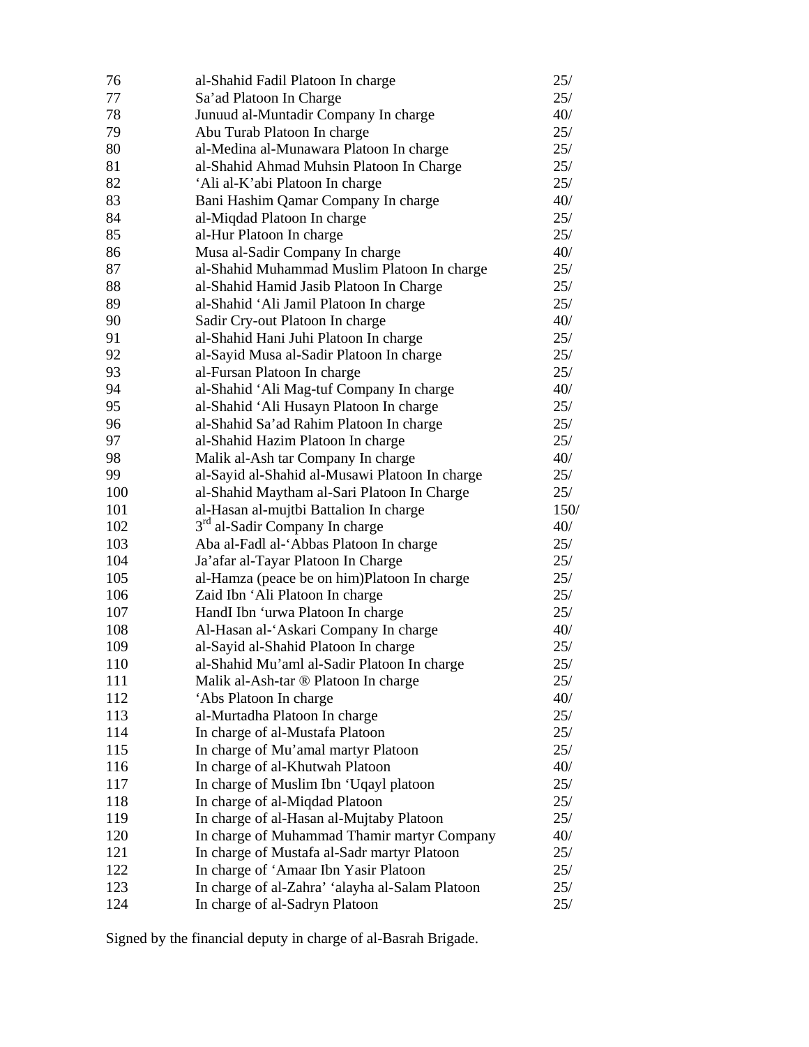| | | |
|---|---|---|
| 76 | al-Shahid Fadil Platoon In charge | 25/ |
| 77 | Sa'ad Platoon In Charge | 25/ |
| 78 | Junuud al-Muntadir Company In charge | 40/ |
| 79 | Abu Turab Platoon In charge | 25/ |
| 80 | al-Medina al-Munawara Platoon In charge | 25/ |
| 81 | al-Shahid Ahmad Muhsin Platoon In Charge | 25/ |
| 82 | 'Ali al-K'abi Platoon In charge | 25/ |
| 83 | Bani Hashim Qamar Company In charge | 40/ |
| 84 | al-Miqdad Platoon In charge | 25/ |
| 85 | al-Hur Platoon In charge | 25/ |
| 86 | Musa al-Sadir Company In charge | 40/ |
| 87 | al-Shahid Muhammad Muslim Platoon In charge | 25/ |
| 88 | al-Shahid Hamid Jasib Platoon In Charge | 25/ |
| 89 | al-Shahid 'Ali Jamil Platoon In charge | 25/ |
| 90 | Sadir Cry-out Platoon In charge | 40/ |
| 91 | al-Shahid Hani Juhi Platoon In charge | 25/ |
| 92 | al-Sayid Musa al-Sadir Platoon In charge | 25/ |
| 93 | al-Fursan Platoon In charge | 25/ |
| 94 | al-Shahid 'Ali Mag-tuf Company In charge | 40/ |
| 95 | al-Shahid 'Ali Husayn Platoon In charge | 25/ |
| 96 | al-Shahid Sa'ad Rahim Platoon In charge | 25/ |
| 97 | al-Shahid Hazim Platoon In charge | 25/ |
| 98 | Malik al-Ash tar Company In charge | 40/ |
| 99 | al-Sayid al-Shahid al-Musawi Platoon In charge | 25/ |
| 100 | al-Shahid Maytham al-Sari Platoon In Charge | 25/ |
| 101 | al-Hasan al-mujtbi Battalion In charge | 150/ |
| 102 | 3rd al-Sadir Company In charge | 40/ |
| 103 | Aba al-Fadl al-'Abbas Platoon In charge | 25/ |
| 104 | Ja'afar al-Tayar Platoon In Charge | 25/ |
| 105 | al-Hamza (peace be on him)Platoon In charge | 25/ |
| 106 | Zaid Ibn 'Ali Platoon In charge | 25/ |
| 107 | HandI Ibn 'urwa Platoon In charge | 25/ |
| 108 | Al-Hasan al-'Askari Company In charge | 40/ |
| 109 | al-Sayid al-Shahid Platoon In charge | 25/ |
| 110 | al-Shahid Mu'aml al-Sadir Platoon In charge | 25/ |
| 111 | Malik al-Ash-tar ® Platoon In charge | 25/ |
| 112 | 'Abs Platoon In charge | 40/ |
| 113 | al-Murtadha Platoon In charge | 25/ |
| 114 | In charge of al-Mustafa Platoon | 25/ |
| 115 | In charge of Mu'amal martyr Platoon | 25/ |
| 116 | In charge of al-Khutwah Platoon | 40/ |
| 117 | In charge of Muslim Ibn 'Uqayl platoon | 25/ |
| 118 | In charge of al-Miqdad Platoon | 25/ |
| 119 | In charge of al-Hasan al-Mujtaby Platoon | 25/ |
| 120 | In charge of Muhammad Thamir martyr Company | 40/ |
| 121 | In charge of Mustafa al-Sadr martyr Platoon | 25/ |
| 122 | In charge of 'Amaar Ibn Yasir Platoon | 25/ |
| 123 | In charge of al-Zahra' 'alayha al-Salam Platoon | 25/ |
| 124 | In charge of al-Sadryn Platoon | 25/ |

Signed by the financial deputy in charge of al-Basrah Brigade.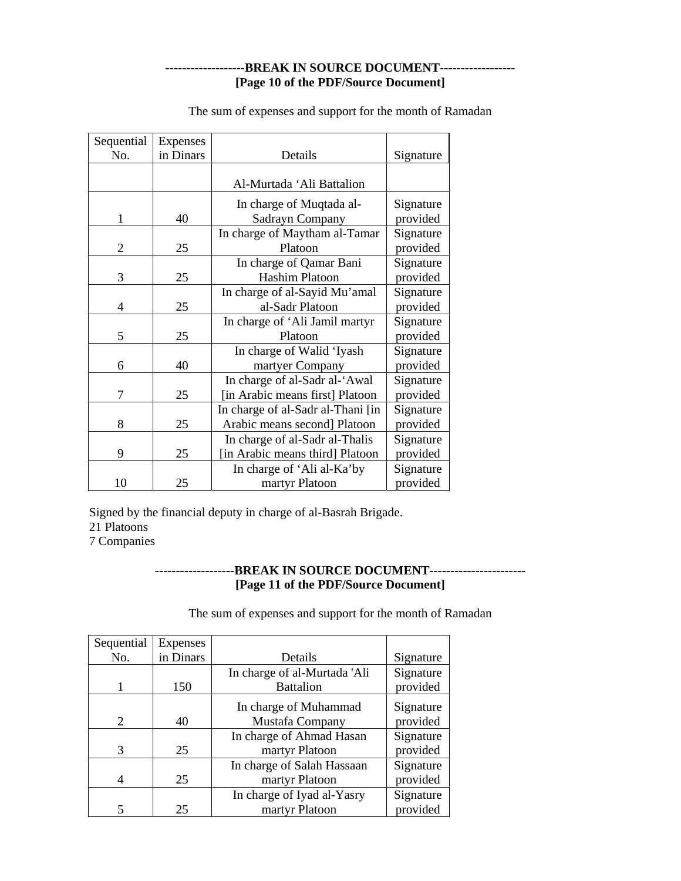**-------------------BREAK IN SOURCE DOCUMENT-----------------**
**[Page 10 of the PDF/Source Document]**

The sum of expenses and support for the month of Ramadan

| Sequential No. | Expenses in Dinars | Details | Signature |
|---|---|---|---|
| | | Al-Murtada ‘Ali Battalion | |
| 1 | 40 | In charge of Muqtada al-Sadrayn Company | Signature provided |
| 2 | 25 | In charge of Maytham al-Tamar Platoon | Signature provided |
| 3 | 25 | In charge of Qamar Bani Hashim Platoon | Signature provided |
| 4 | 25 | In charge of al-Sayid Mu’amal al-Sadr Platoon | Signature provided |
| 5 | 25 | In charge of ‘Ali Jamil martyr Platoon | Signature provided |
| 6 | 40 | In charge of Walid ‘Iyash martyer Company | Signature provided |
| 7 | 25 | In charge of al-Sadr al-‘Awal [in Arabic means first] Platoon | Signature provided |
| 8 | 25 | In charge of al-Sadr al-Thani [in Arabic means second] Platoon | Signature provided |
| 9 | 25 | In charge of al-Sadr al-Thalis [in Arabic means third] Platoon | Signature provided |
| 10 | 25 | In charge of ‘Ali al-Ka’by martyr Platoon | Signature provided |

Signed by the financial deputy in charge of al-Basrah Brigade.
21 Platoons
7 Companies

**-------------------BREAK IN SOURCE DOCUMENT----------------------**
**[Page 11 of the PDF/Source Document]**

The sum of expenses and support for the month of Ramadan

| Sequential No. | Expenses in Dinars | Details | Signature |
|---|---|---|---|
| 1 | 150 | In charge of al-Murtada 'Ali Battalion | Signature provided |
| 2 | 40 | In charge of Muhammad Mustafa Company | Signature provided |
| 3 | 25 | In charge of Ahmad Hasan martyr Platoon | Signature provided |
| 4 | 25 | In charge of Salah Hassaan martyr Platoon | Signature provided |
| 5 | 25 | In charge of Iyad al-Yasry martyr Platoon | Signature provided |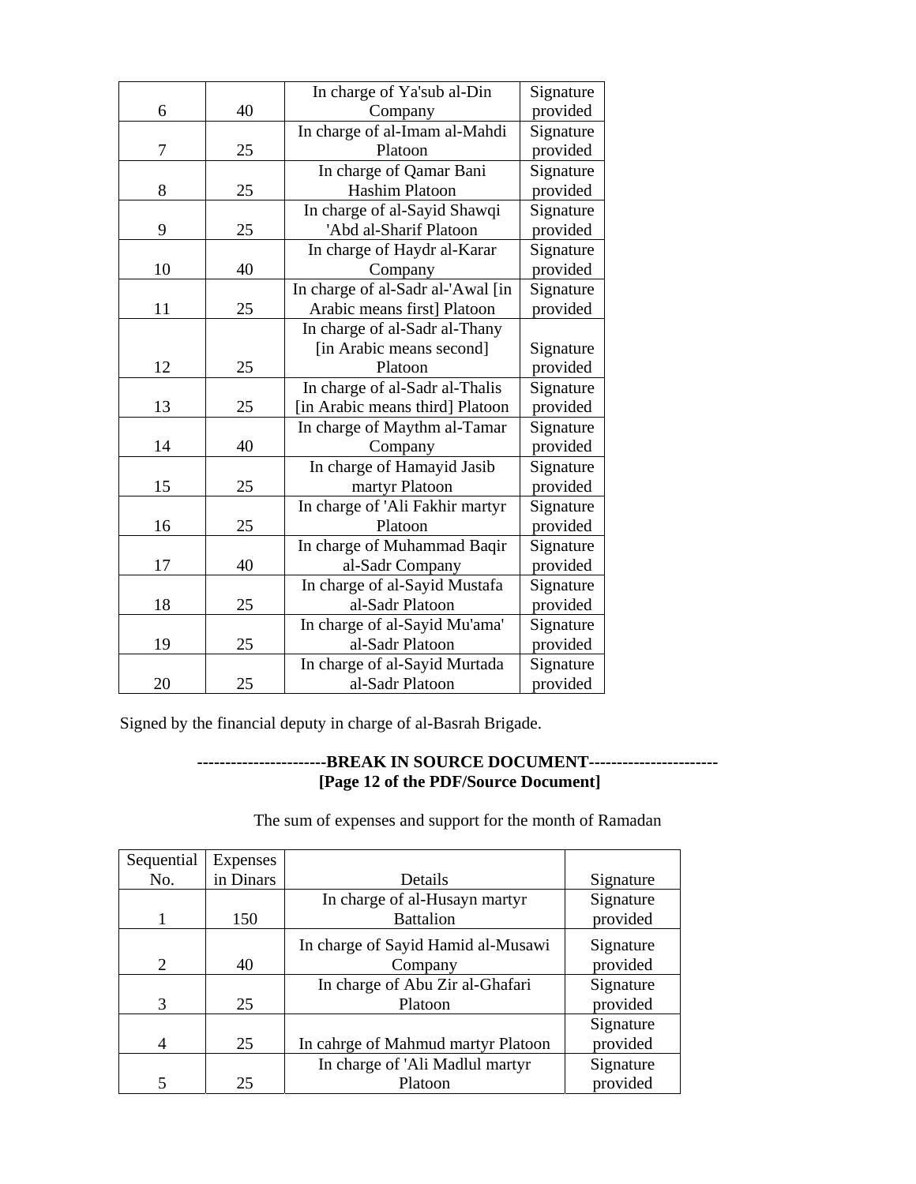| | | | |
|---|---|---|---|
| 6 | 40 | In charge of Ya'sub al-Din Company | Signature provided |
| 7 | 25 | In charge of al-Imam al-Mahdi Platoon | Signature provided |
| 8 | 25 | In charge of Qamar Bani Hashim Platoon | Signature provided |
| 9 | 25 | In charge of al-Sayid Shawqi 'Abd al-Sharif Platoon | Signature provided |
| 10 | 40 | In charge of Haydr al-Karar Company | Signature provided |
| 11 | 25 | In charge of al-Sadr al-'Awal [in Arabic means first] Platoon | Signature provided |
| 12 | 25 | In charge of al-Sadr al-Thany [in Arabic means second] Platoon | Signature provided |
| 13 | 25 | In charge of al-Sadr al-Thalis [in Arabic means third] Platoon | Signature provided |
| 14 | 40 | In charge of Maythm al-Tamar Company | Signature provided |
| 15 | 25 | In charge of Hamayid Jasib martyr Platoon | Signature provided |
| 16 | 25 | In charge of 'Ali Fakhir martyr Platoon | Signature provided |
| 17 | 40 | In charge of Muhammad Baqir al-Sadr Company | Signature provided |
| 18 | 25 | In charge of al-Sayid Mustafa al-Sadr Platoon | Signature provided |
| 19 | 25 | In charge of al-Sayid Mu'ama' al-Sadr Platoon | Signature provided |
| 20 | 25 | In charge of al-Sayid Murtada al-Sadr Platoon | Signature provided |

Signed by the financial deputy in charge of al-Basrah Brigade.

**----------------------BREAK IN SOURCE DOCUMENT----------------------**
**[Page 12 of the PDF/Source Document]**

The sum of expenses and support for the month of Ramadan

| Sequential No. | Expenses in Dinars | Details | Signature |
|---|---|---|---|
| 1 | 150 | In charge of al-Husayn martyr Battalion | Signature provided |
| 2 | 40 | In charge of Sayid Hamid al-Musawi Company | Signature provided |
| 3 | 25 | In charge of Abu Zir al-Ghafari Platoon | Signature provided |
| 4 | 25 | In cahrge of Mahmud martyr Platoon | Signature provided |
| 5 | 25 | In charge of 'Ali Madlul martyr Platoon | Signature provided |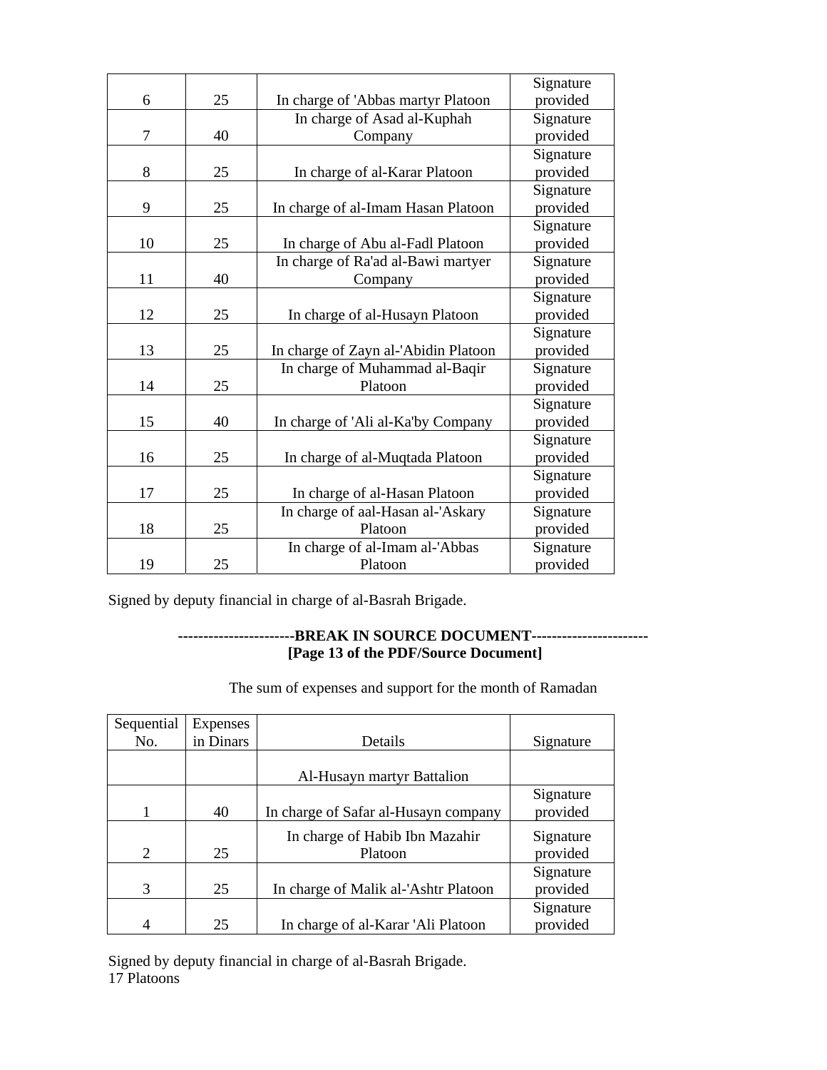| | | | |
|---|---|---|---|
| 6 | 25 | In charge of 'Abbas martyr Platoon | Signature provided |
| 7 | 40 | In charge of Asad al-Kuphah Company | Signature provided |
| 8 | 25 | In charge of al-Karar Platoon | Signature provided |
| 9 | 25 | In charge of al-Imam Hasan Platoon | Signature provided |
| 10 | 25 | In charge of Abu al-Fadl Platoon | Signature provided |
| 11 | 40 | In charge of Ra'ad al-Bawi martyer Company | Signature provided |
| 12 | 25 | In charge of al-Husayn Platoon | Signature provided |
| 13 | 25 | In charge of Zayn al-'Abidin Platoon | Signature provided |
| 14 | 25 | In charge of Muhammad al-Baqir Platoon | Signature provided |
| 15 | 40 | In charge of 'Ali al-Ka'by Company | Signature provided |
| 16 | 25 | In charge of al-Muqtada Platoon | Signature provided |
| 17 | 25 | In charge of al-Hasan Platoon | Signature provided |
| 18 | 25 | In charge of aal-Hasan al-'Askary Platoon | Signature provided |
| 19 | 25 | In charge of al-Imam al-'Abbas Platoon | Signature provided |

Signed by deputy financial in charge of al-Basrah Brigade.

**----------------------BREAK IN SOURCE DOCUMENT----------------------**
**[Page 13 of the PDF/Source Document]**

The sum of expenses and support for the month of Ramadan

| Sequential No. | Expenses in Dinars | Details | Signature |
|---|---|---|---|
| | | Al-Husayn martyr Battalion | |
| 1 | 40 | In charge of Safar al-Husayn company | Signature provided |
| 2 | 25 | In charge of Habib Ibn Mazahir Platoon | Signature provided |
| 3 | 25 | In charge of Malik al-'Ashtr Platoon | Signature provided |
| 4 | 25 | In charge of al-Karar 'Ali Platoon | Signature provided |

Signed by deputy financial in charge of al-Basrah Brigade.
17 Platoons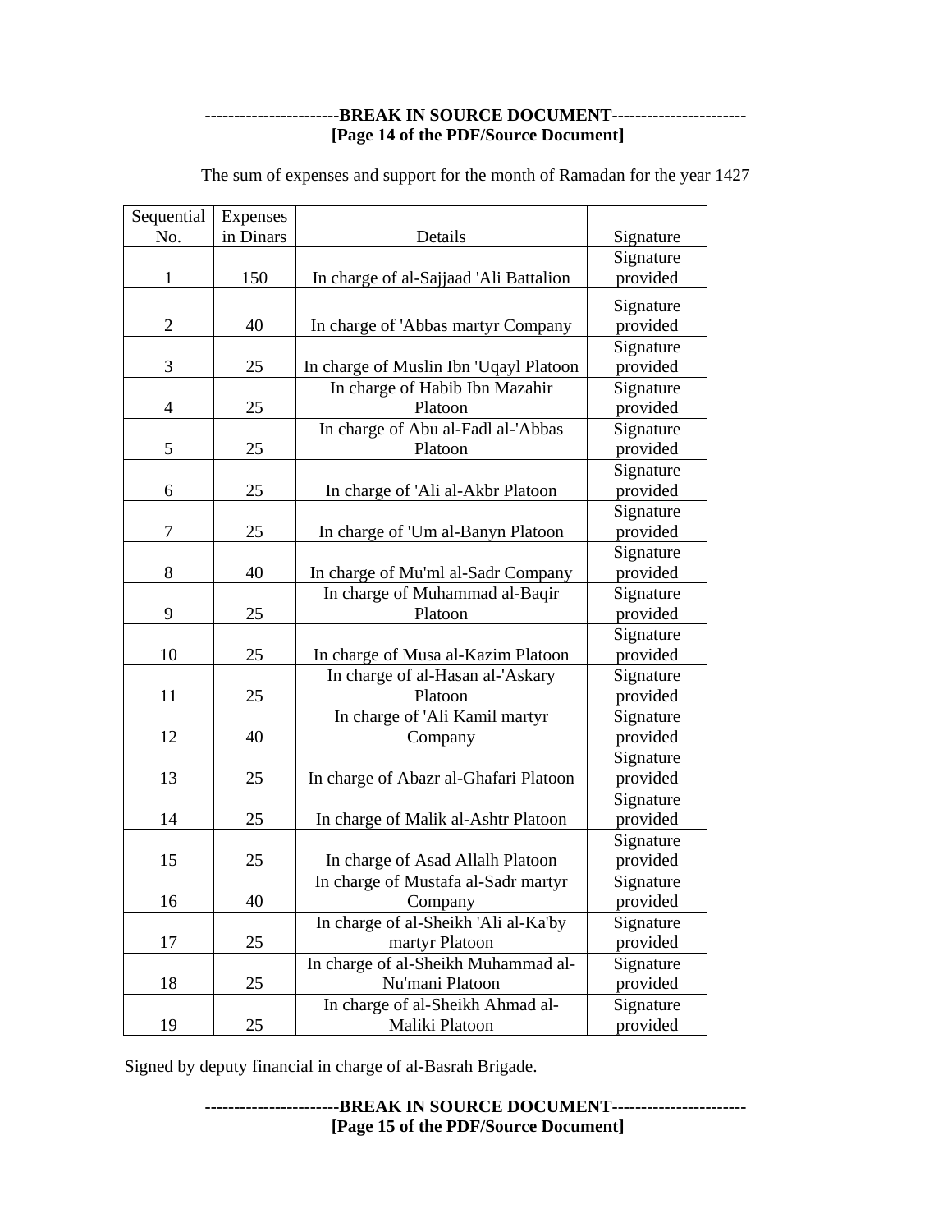**-----------------------BREAK IN SOURCE DOCUMENT-----------------------**
**[Page 14 of the PDF/Source Document]**

The sum of expenses and support for the month of Ramadan for the year 1427

| Sequential No. | Expenses in Dinars | Details | Signature |
|---|---|---|---|
| 1 | 150 | In charge of al-Sajjaad 'Ali Battalion | Signature provided |
| 2 | 40 | In charge of 'Abbas martyr Company | Signature provided |
| 3 | 25 | In charge of Muslin Ibn 'Uqayl Platoon | Signature provided |
| 4 | 25 | In charge of Habib Ibn Mazahir Platoon | Signature provided |
| 5 | 25 | In charge of Abu al-Fadl al-'Abbas Platoon | Signature provided |
| 6 | 25 | In charge of 'Ali al-Akbr Platoon | Signature provided |
| 7 | 25 | In charge of 'Um al-Banyn Platoon | Signature provided |
| 8 | 40 | In charge of Mu'ml al-Sadr Company | Signature provided |
| 9 | 25 | In charge of Muhammad al-Baqir Platoon | Signature provided |
| 10 | 25 | In charge of Musa al-Kazim Platoon | Signature provided |
| 11 | 25 | In charge of al-Hasan al-'Askary Platoon | Signature provided |
| 12 | 40 | In charge of 'Ali Kamil martyr Company | Signature provided |
| 13 | 25 | In charge of Abazr al-Ghafari Platoon | Signature provided |
| 14 | 25 | In charge of Malik al-Ashtr Platoon | Signature provided |
| 15 | 25 | In charge of Asad Allalh Platoon | Signature provided |
| 16 | 40 | In charge of Mustafa al-Sadr martyr Company | Signature provided |
| 17 | 25 | In charge of al-Sheikh 'Ali al-Ka'by martyr Platoon | Signature provided |
| 18 | 25 | In charge of al-Sheikh Muhammad al-Nu'mani Platoon | Signature provided |
| 19 | 25 | In charge of al-Sheikh Ahmad al-Maliki Platoon | Signature provided |

Signed by deputy financial in charge of al-Basrah Brigade.

**-----------------------BREAK IN SOURCE DOCUMENT-----------------------**
**[Page 15 of the PDF/Source Document]**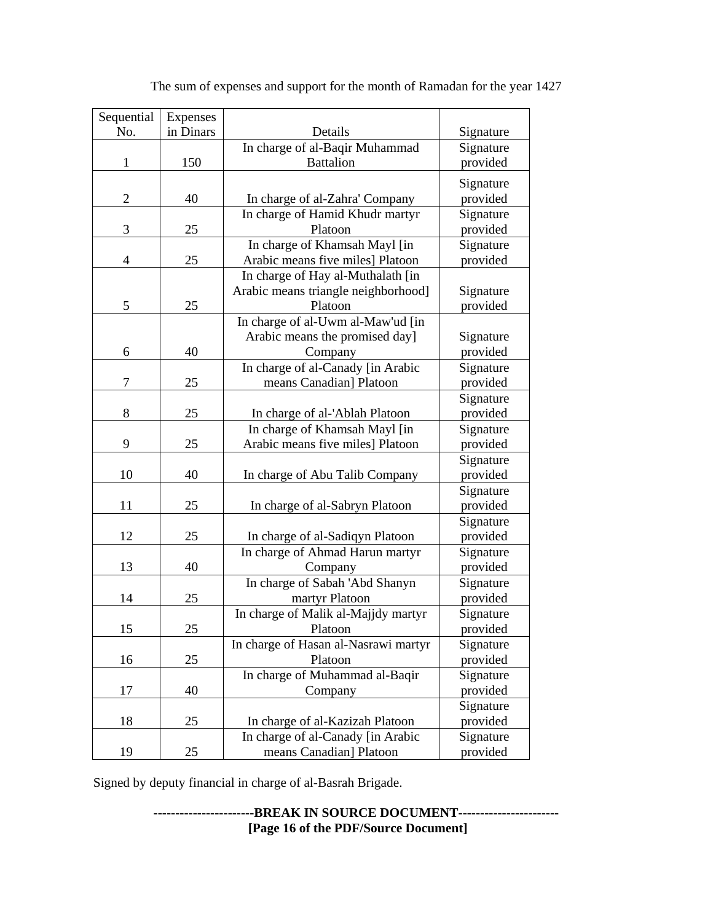The sum of expenses and support for the month of Ramadan for the year 1427

| Sequential No. | Expenses in Dinars | Details | Signature |
|---|---|---|---|
| 1 | 150 | In charge of al-Baqir Muhammad Battalion | Signature provided |
| 2 | 40 | In charge of al-Zahra' Company | Signature provided |
| 3 | 25 | In charge of Hamid Khudr martyr Platoon | Signature provided |
| 4 | 25 | In charge of Khamsah Mayl [in Arabic means five miles] Platoon | Signature provided |
| 5 | 25 | In charge of Hay al-Muthalath [in Arabic means triangle neighborhood] Platoon | Signature provided |
| 6 | 40 | In charge of al-Uwm al-Maw'ud [in Arabic means the promised day] Company | Signature provided |
| 7 | 25 | In charge of al-Canady [in Arabic means Canadian] Platoon | Signature provided |
| 8 | 25 | In charge of al-'Ablah Platoon | Signature provided |
| 9 | 25 | In charge of Khamsah Mayl [in Arabic means five miles] Platoon | Signature provided |
| 10 | 40 | In charge of Abu Talib Company | Signature provided |
| 11 | 25 | In charge of al-Sabryn Platoon | Signature provided |
| 12 | 25 | In charge of al-Sadiqyn Platoon | Signature provided |
| 13 | 40 | In charge of Ahmad Harun martyr Company | Signature provided |
| 14 | 25 | In charge of Sabah 'Abd Shanyn martyr Platoon | Signature provided |
| 15 | 25 | In charge of Malik al-Majjdy martyr Platoon | Signature provided |
| 16 | 25 | In charge of Hasan al-Nasrawi martyr Platoon | Signature provided |
| 17 | 40 | In charge of Muhammad al-Baqir Company | Signature provided |
| 18 | 25 | In charge of al-Kazizah Platoon | Signature provided |
| 19 | 25 | In charge of al-Canady [in Arabic means Canadian] Platoon | Signature provided |

Signed by deputy financial in charge of al-Basrah Brigade.

**-----------------------BREAK IN SOURCE DOCUMENT-----------------------**
**[Page 16 of the PDF/Source Document]**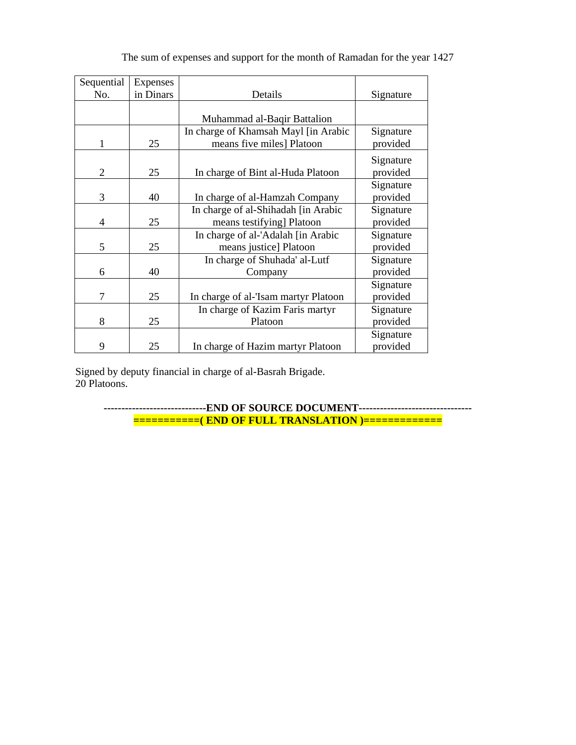The sum of expenses and support for the month of Ramadan for the year 1427

| Sequential No. | Expenses in Dinars | Details | Signature |
|---|---|---|---|
| | | Muhammad al-Baqir Battalion | |
| 1 | 25 | In charge of Khamsah Mayl [in Arabic means five miles] Platoon | Signature provided |
| 2 | 25 | In charge of Bint al-Huda Platoon | Signature provided |
| 3 | 40 | In charge of al-Hamzah Company | Signature provided |
| 4 | 25 | In charge of al-Shihadah [in Arabic means testifying] Platoon | Signature provided |
| 5 | 25 | In charge of al-'Adalah [in Arabic means justice] Platoon | Signature provided |
| 6 | 40 | In charge of Shuhada' al-Lutf Company | Signature provided |
| 7 | 25 | In charge of al-'Isam martyr Platoon | Signature provided |
| 8 | 25 | In charge of Kazim Faris martyr Platoon | Signature provided |
| 9 | 25 | In charge of Hazim martyr Platoon | Signature provided |

Signed by deputy financial in charge of al-Basrah Brigade.
20 Platoons.

**----------------------------END OF SOURCE DOCUMENT--------------------------------**

**===========( END OF FULL TRANSLATION )=============**